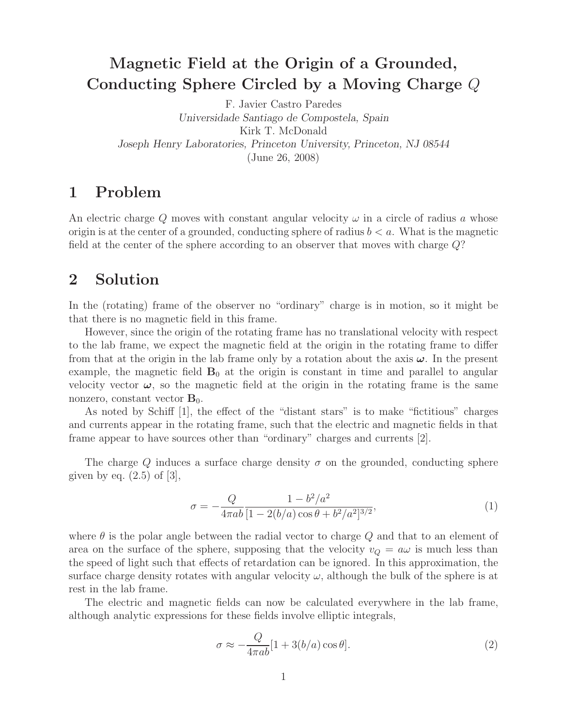# Magnetic Field at the Origin of a Grounded, Conducting Sphere Circled by a Moving Charge $Q$

F. Javier Castro Paredes
*Universidade Santiago de Compostela, Spain*
Kirk T. McDonald
*Joseph Henry Laboratories, Princeton University, Princeton, NJ 08544*
(June 26, 2008)

## 1 Problem

An electric charge $Q$ moves with constant angular velocity $\omega$ in a circle of radius $a$ whose origin is at the center of a grounded, conducting sphere of radius $b < a$. What is the magnetic field at the center of the sphere according to an observer that moves with charge $Q$?

## 2 Solution

In the (rotating) frame of the observer no "ordinary" charge is in motion, so it might be that there is no magnetic field in this frame.

However, since the origin of the rotating frame has no translational velocity with respect to the lab frame, we expect the magnetic field at the origin in the rotating frame to differ from that at the origin in the lab frame only by a rotation about the axis $\boldsymbol{\omega}$. In the present example, the magnetic field $\mathbf{B}_0$ at the origin is constant in time and parallel to angular velocity vector $\boldsymbol{\omega}$, so the magnetic field at the origin in the rotating frame is the same nonzero, constant vector $\mathbf{B}_0$.

As noted by Schiff [1], the effect of the "distant stars" is to make "fictitious" charges and currents appear in the rotating frame, such that the electric and magnetic fields in that frame appear to have sources other than "ordinary" charges and currents [2].

The charge $Q$ induces a surface charge density $\sigma$ on the grounded, conducting sphere given by eq. (2.5) of [3],

$$\sigma = -\frac{Q}{4\pi ab} \frac{1 - b^2/a^2}{[1 - 2(b/a)\cos\theta + b^2/a^2]^{3/2}}, \tag{1}$$

where $\theta$ is the polar angle between the radial vector to charge $Q$ and that to an element of area on the surface of the sphere, supposing that the velocity $v_Q = a\omega$ is much less than the speed of light such that effects of retardation can be ignored. In this approximation, the surface charge density rotates with angular velocity $\omega$, although the bulk of the sphere is at rest in the lab frame.

The electric and magnetic fields can now be calculated everywhere in the lab frame, although analytic expressions for these fields involve elliptic integrals,

$$\sigma \approx -\frac{Q}{4\pi ab}[1 + 3(b/a)\cos\theta]. \tag{2}$$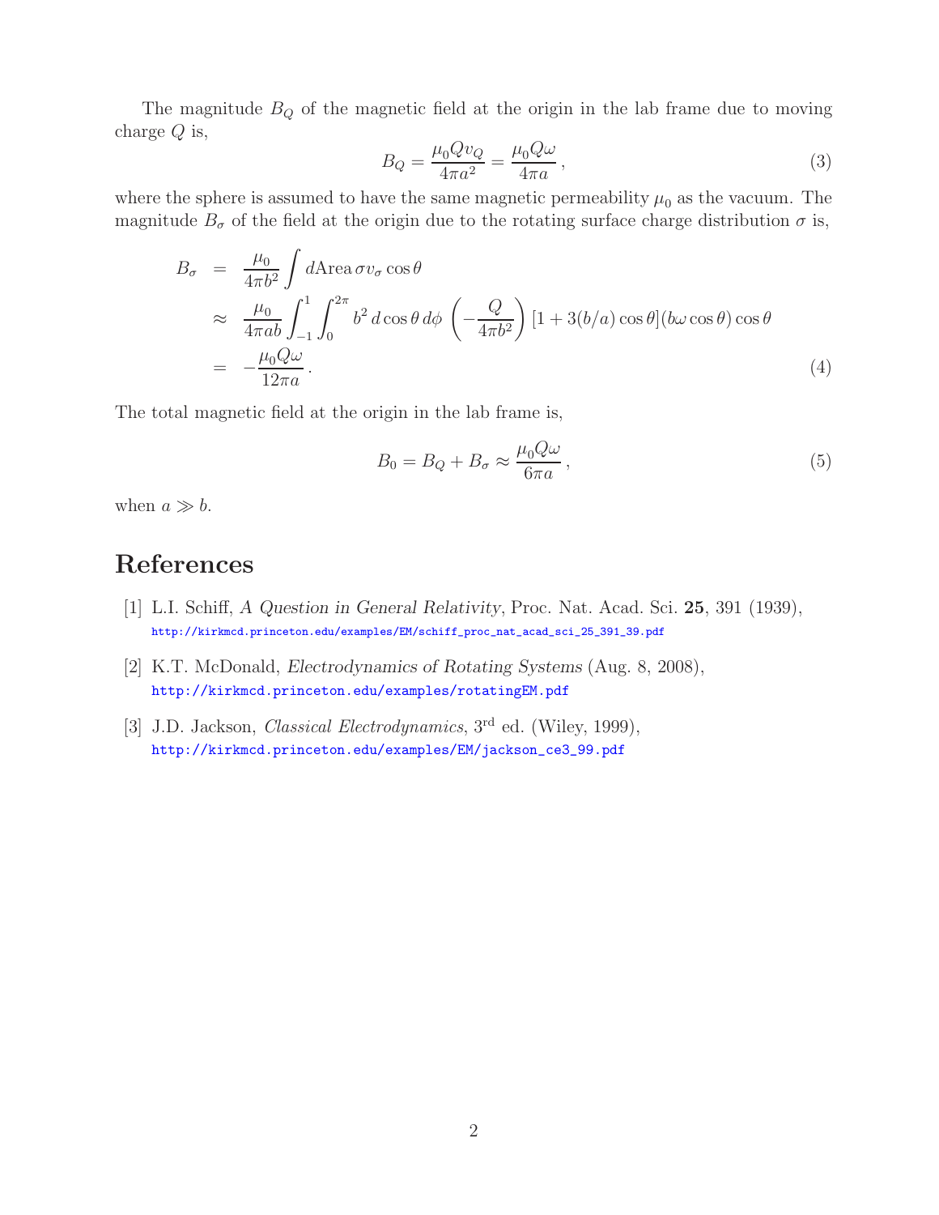The magnitude $B_Q$ of the magnetic field at the origin in the lab frame due to moving charge $Q$ is,

$$B_Q = \frac{\mu_0 Q v_Q}{4\pi a^2} = \frac{\mu_0 Q \omega}{4\pi a}\,, \tag{3}$$

where the sphere is assumed to have the same magnetic permeability $\mu_0$ as the vacuum. The magnitude $B_\sigma$ of the field at the origin due to the rotating surface charge distribution $\sigma$ is,

$$\begin{aligned}
B_\sigma &= \frac{\mu_0}{4\pi b^2} \int d\text{Area}\, \sigma v_\sigma \cos\theta \\
&\approx \frac{\mu_0}{4\pi ab} \int_{-1}^{1} \int_0^{2\pi} b^2\, d\cos\theta\, d\phi \left(-\frac{Q}{4\pi b^2}\right) [1 + 3(b/a)\cos\theta](b\omega\cos\theta)\cos\theta \\
&= -\frac{\mu_0 Q \omega}{12\pi a}\,.
\end{aligned} \tag{4}$$

The total magnetic field at the origin in the lab frame is,

$$B_0 = B_Q + B_\sigma \approx \frac{\mu_0 Q \omega}{6\pi a}\,, \tag{5}$$

when $a \gg b$.

# References

[1] L.I. Schiff, *A Question in General Relativity*, Proc. Nat. Acad. Sci. **25**, 391 (1939), http://kirkmcd.princeton.edu/examples/EM/schiff_proc_nat_acad_sci_25_391_39.pdf

[2] K.T. McDonald, *Electrodynamics of Rotating Systems* (Aug. 8, 2008), http://kirkmcd.princeton.edu/examples/rotatingEM.pdf

[3] J.D. Jackson, *Classical Electrodynamics*, 3rd ed. (Wiley, 1999), http://kirkmcd.princeton.edu/examples/EM/jackson_ce3_99.pdf